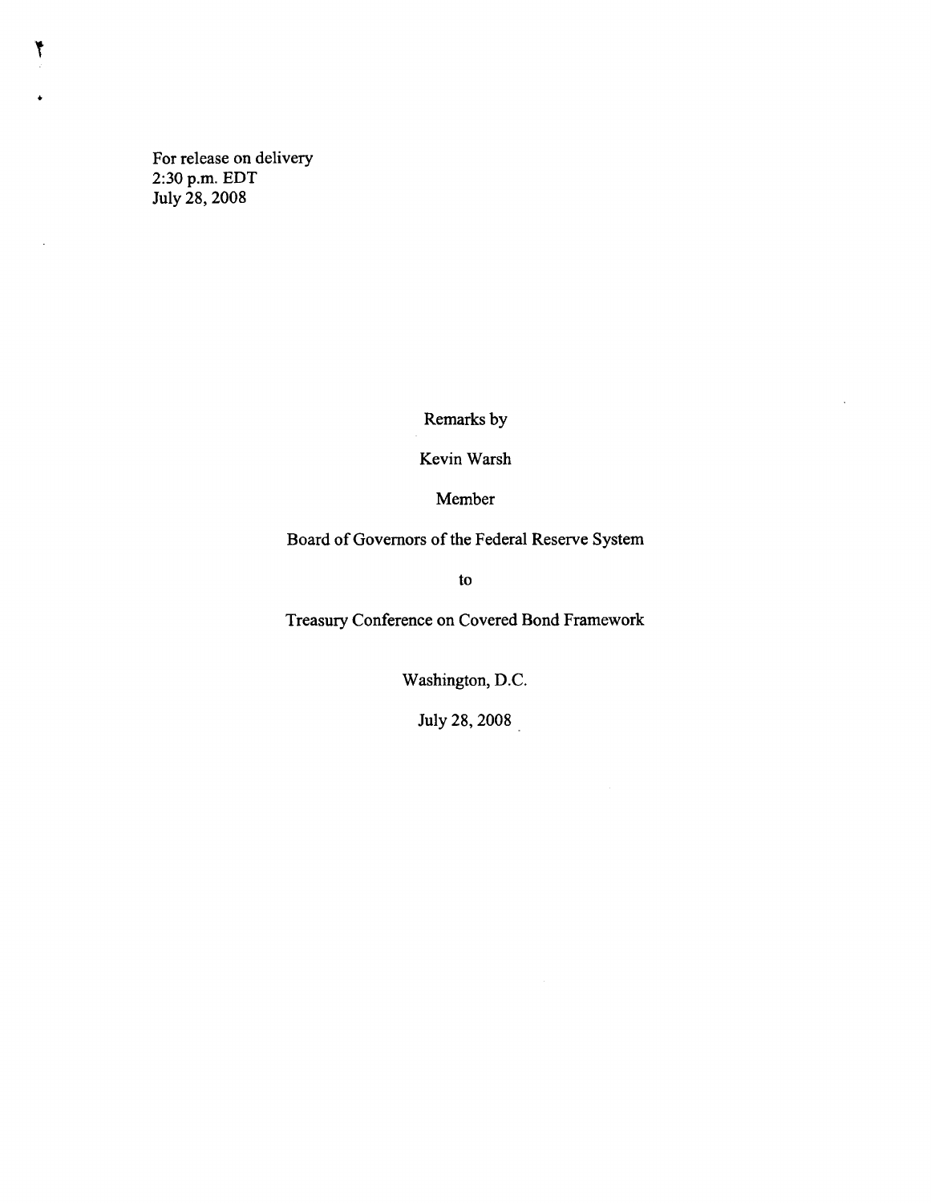For release on delivery
2:30 p.m. EDT
July 28, 2008

Remarks by

Kevin Warsh

Member

Board of Governors of the Federal Reserve System

to

Treasury Conference on Covered Bond Framework

Washington, D.C.

July 28, 2008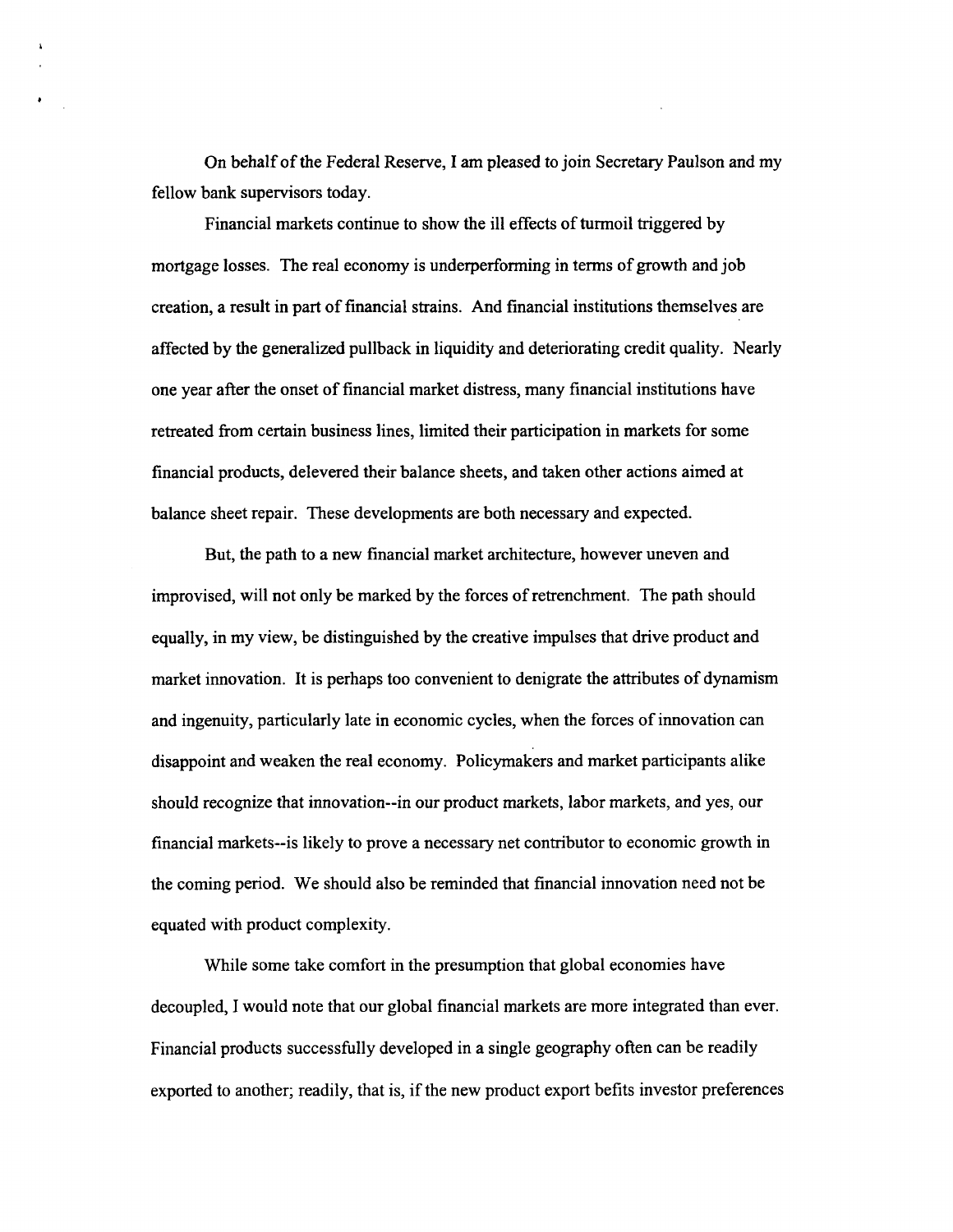On behalf of the Federal Reserve, I am pleased to join Secretary Paulson and my fellow bank supervisors today.

Financial markets continue to show the ill effects of turmoil triggered by mortgage losses. The real economy is underperforming in terms of growth and job creation, a result in part of financial strains. And financial institutions themselves are affected by the generalized pullback in liquidity and deteriorating credit quality. Nearly one year after the onset of financial market distress, many financial institutions have retreated from certain business lines, limited their participation in markets for some financial products, delevered their balance sheets, and taken other actions aimed at balance sheet repair. These developments are both necessary and expected.

But, the path to a new financial market architecture, however uneven and improvised, will not only be marked by the forces of retrenchment. The path should equally, in my view, be distinguished by the creative impulses that drive product and market innovation. It is perhaps too convenient to denigrate the attributes of dynamism and ingenuity, particularly late in economic cycles, when the forces of innovation can disappoint and weaken the real economy. Policymakers and market participants alike should recognize that innovation--in our product markets, labor markets, and yes, our financial markets--is likely to prove a necessary net contributor to economic growth in the coming period. We should also be reminded that financial innovation need not be equated with product complexity.

While some take comfort in the presumption that global economies have decoupled, I would note that our global financial markets are more integrated than ever. Financial products successfully developed in a single geography often can be readily exported to another; readily, that is, if the new product export befits investor preferences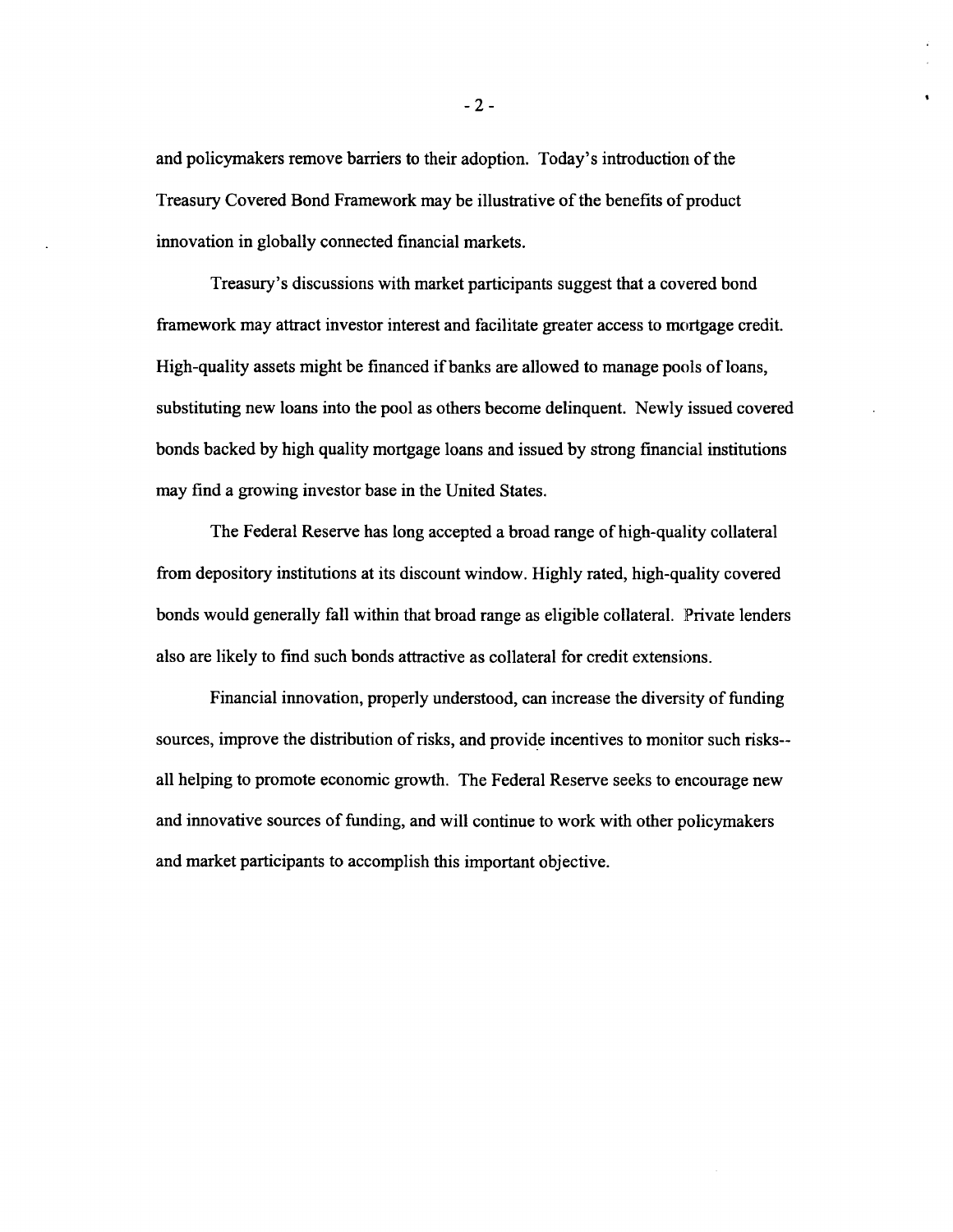and policymakers remove barriers to their adoption. Today's introduction of the Treasury Covered Bond Framework may be illustrative of the benefits of product innovation in globally connected financial markets.

Treasury's discussions with market participants suggest that a covered bond framework may attract investor interest and facilitate greater access to mortgage credit. High-quality assets might be financed if banks are allowed to manage pools of loans, substituting new loans into the pool as others become delinquent. Newly issued covered bonds backed by high quality mortgage loans and issued by strong financial institutions may find a growing investor base in the United States.

The Federal Reserve has long accepted a broad range of high-quality collateral from depository institutions at its discount window. Highly rated, high-quality covered bonds would generally fall within that broad range as eligible collateral. Private lenders also are likely to find such bonds attractive as collateral for credit extensions.

Financial innovation, properly understood, can increase the diversity of funding sources, improve the distribution of risks, and provide incentives to monitor such risks--all helping to promote economic growth. The Federal Reserve seeks to encourage new and innovative sources of funding, and will continue to work with other policymakers and market participants to accomplish this important objective.